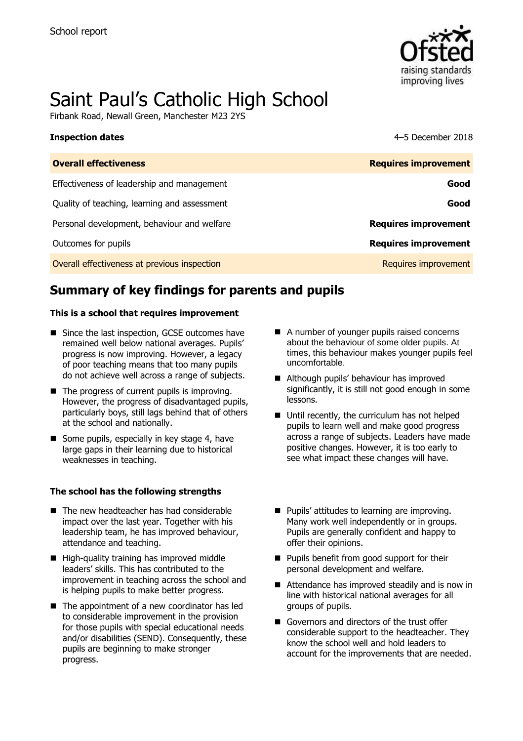School report

# Saint Paul's Catholic High School

Firbank Road, Newall Green, Manchester M23 2YS

**Inspection dates** 4–5 December 2018

| **Overall effectiveness** | **Requires improvement** |
| --- | --- |
| Effectiveness of leadership and management | **Good** |
| Quality of teaching, learning and assessment | **Good** |
| Personal development, behaviour and welfare | **Requires improvement** |
| Outcomes for pupils | **Requires improvement** |
| Overall effectiveness at previous inspection | Requires improvement |

## Summary of key findings for parents and pupils

**This is a school that requires improvement**

- Since the last inspection, GCSE outcomes have remained well below national averages. Pupils' progress is now improving. However, a legacy of poor teaching means that too many pupils do not achieve well across a range of subjects.
- The progress of current pupils is improving. However, the progress of disadvantaged pupils, particularly boys, still lags behind that of others at the school and nationally.
- Some pupils, especially in key stage 4, have large gaps in their learning due to historical weaknesses in teaching.
- A number of younger pupils raised concerns about the behaviour of some older pupils. At times, this behaviour makes younger pupils feel uncomfortable.
- Although pupils' behaviour has improved significantly, it is still not good enough in some lessons.
- Until recently, the curriculum has not helped pupils to learn well and make good progress across a range of subjects. Leaders have made positive changes. However, it is too early to see what impact these changes will have.

**The school has the following strengths**

- The new headteacher has had considerable impact over the last year. Together with his leadership team, he has improved behaviour, attendance and teaching.
- High-quality training has improved middle leaders' skills. This has contributed to the improvement in teaching across the school and is helping pupils to make better progress.
- The appointment of a new coordinator has led to considerable improvement in the provision for those pupils with special educational needs and/or disabilities (SEND). Consequently, these pupils are beginning to make stronger progress.
- Pupils' attitudes to learning are improving. Many work well independently or in groups. Pupils are generally confident and happy to offer their opinions.
- Pupils benefit from good support for their personal development and welfare.
- Attendance has improved steadily and is now in line with historical national averages for all groups of pupils.
- Governors and directors of the trust offer considerable support to the headteacher. They know the school well and hold leaders to account for the improvements that are needed.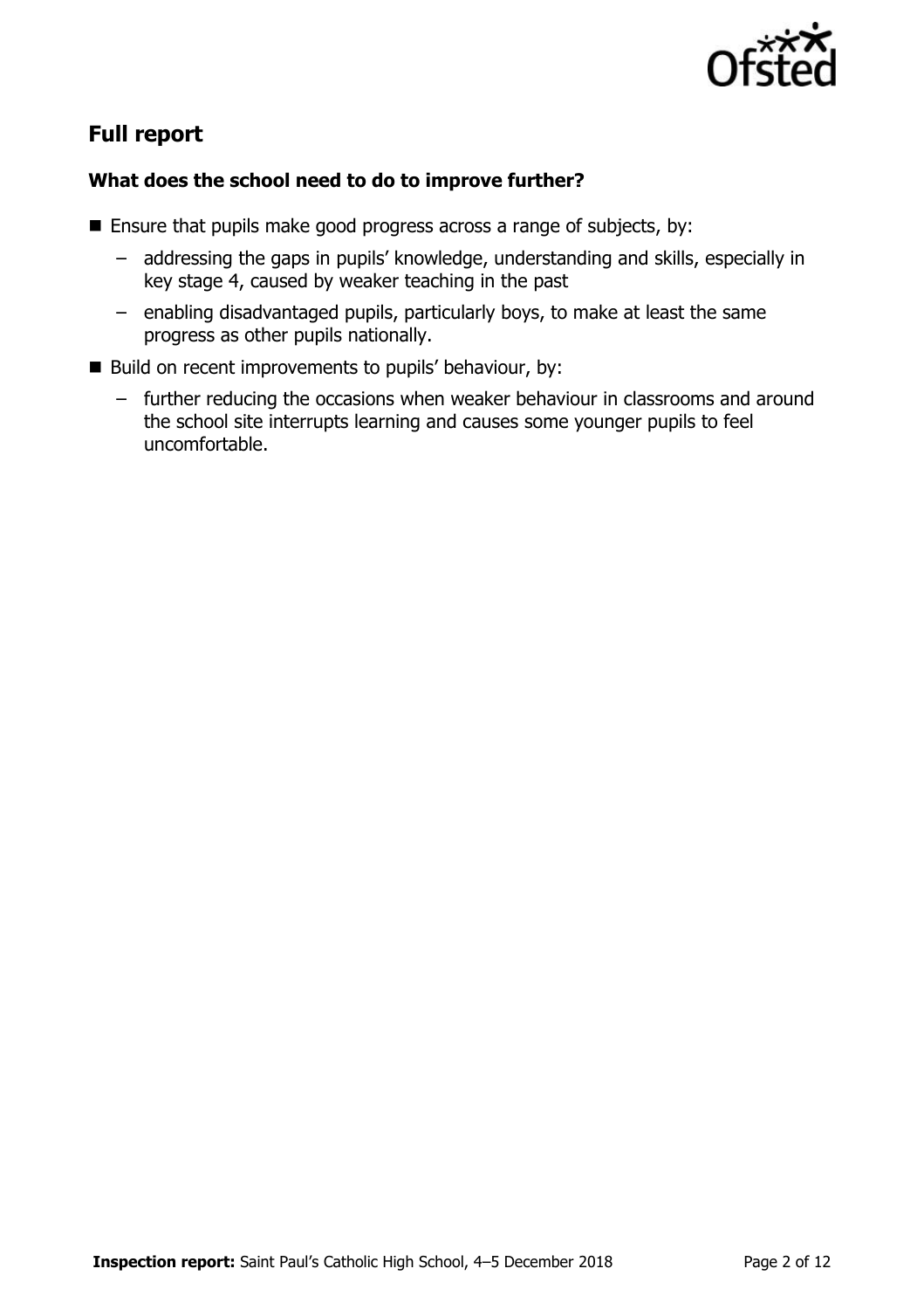## Full report

### What does the school need to do to improve further?

- Ensure that pupils make good progress across a range of subjects, by:
  - addressing the gaps in pupils' knowledge, understanding and skills, especially in key stage 4, caused by weaker teaching in the past
  - enabling disadvantaged pupils, particularly boys, to make at least the same progress as other pupils nationally.
- Build on recent improvements to pupils' behaviour, by:
  - further reducing the occasions when weaker behaviour in classrooms and around the school site interrupts learning and causes some younger pupils to feel uncomfortable.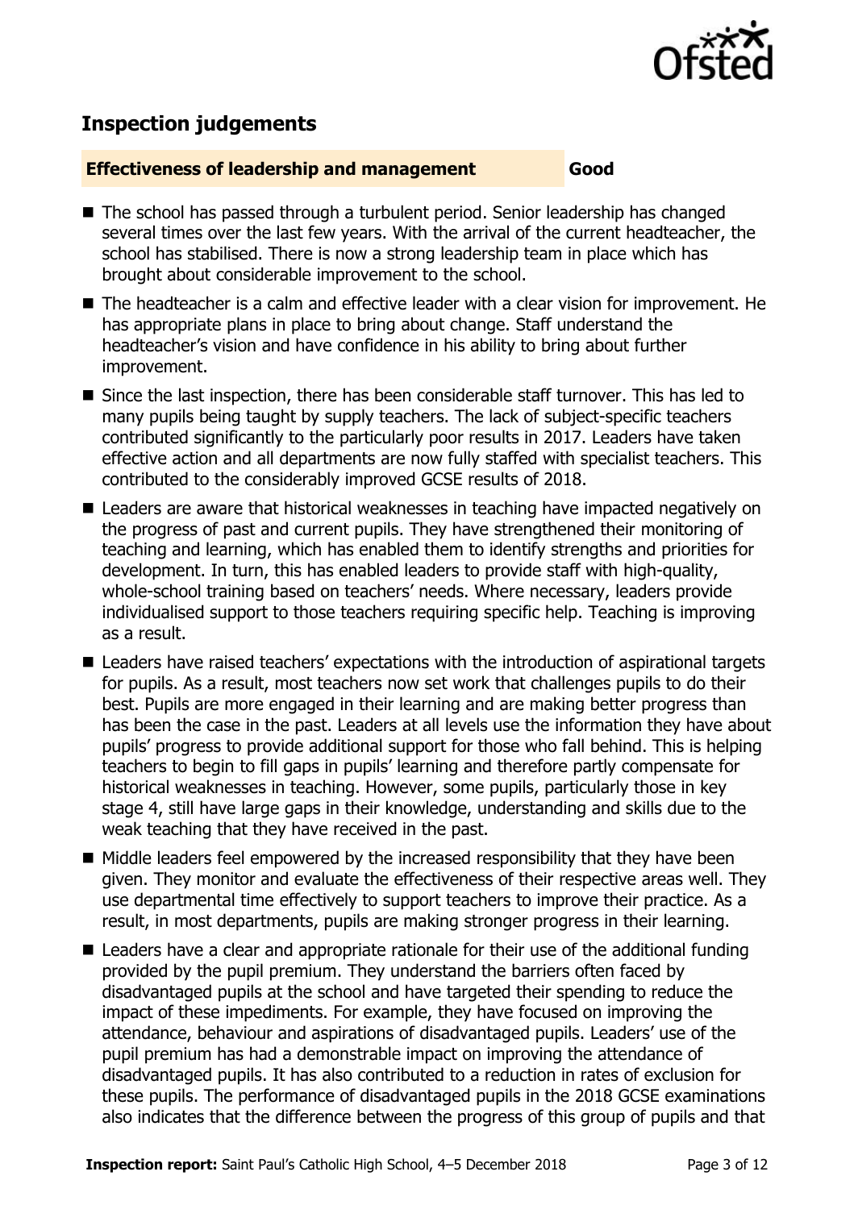## Inspection judgements

| **Effectiveness of leadership and management** | **Good** |
| --- | --- |

- The school has passed through a turbulent period. Senior leadership has changed several times over the last few years. With the arrival of the current headteacher, the school has stabilised. There is now a strong leadership team in place which has brought about considerable improvement to the school.
- The headteacher is a calm and effective leader with a clear vision for improvement. He has appropriate plans in place to bring about change. Staff understand the headteacher's vision and have confidence in his ability to bring about further improvement.
- Since the last inspection, there has been considerable staff turnover. This has led to many pupils being taught by supply teachers. The lack of subject-specific teachers contributed significantly to the particularly poor results in 2017. Leaders have taken effective action and all departments are now fully staffed with specialist teachers. This contributed to the considerably improved GCSE results of 2018.
- Leaders are aware that historical weaknesses in teaching have impacted negatively on the progress of past and current pupils. They have strengthened their monitoring of teaching and learning, which has enabled them to identify strengths and priorities for development. In turn, this has enabled leaders to provide staff with high-quality, whole-school training based on teachers' needs. Where necessary, leaders provide individualised support to those teachers requiring specific help. Teaching is improving as a result.
- Leaders have raised teachers' expectations with the introduction of aspirational targets for pupils. As a result, most teachers now set work that challenges pupils to do their best. Pupils are more engaged in their learning and are making better progress than has been the case in the past. Leaders at all levels use the information they have about pupils' progress to provide additional support for those who fall behind. This is helping teachers to begin to fill gaps in pupils' learning and therefore partly compensate for historical weaknesses in teaching. However, some pupils, particularly those in key stage 4, still have large gaps in their knowledge, understanding and skills due to the weak teaching that they have received in the past.
- Middle leaders feel empowered by the increased responsibility that they have been given. They monitor and evaluate the effectiveness of their respective areas well. They use departmental time effectively to support teachers to improve their practice. As a result, in most departments, pupils are making stronger progress in their learning.
- Leaders have a clear and appropriate rationale for their use of the additional funding provided by the pupil premium. They understand the barriers often faced by disadvantaged pupils at the school and have targeted their spending to reduce the impact of these impediments. For example, they have focused on improving the attendance, behaviour and aspirations of disadvantaged pupils. Leaders' use of the pupil premium has had a demonstrable impact on improving the attendance of disadvantaged pupils. It has also contributed to a reduction in rates of exclusion for these pupils. The performance of disadvantaged pupils in the 2018 GCSE examinations also indicates that the difference between the progress of this group of pupils and that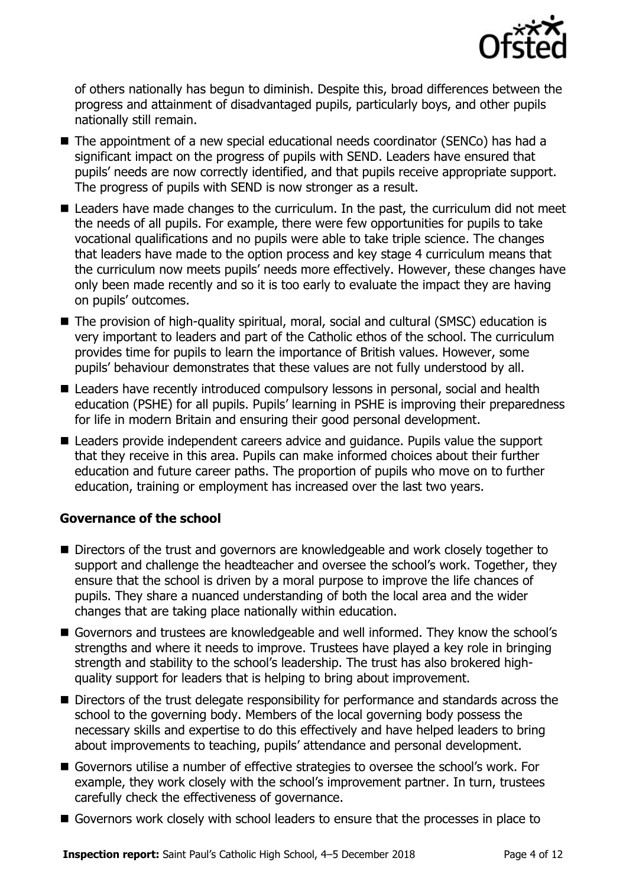of others nationally has begun to diminish. Despite this, broad differences between the progress and attainment of disadvantaged pupils, particularly boys, and other pupils nationally still remain.

- The appointment of a new special educational needs coordinator (SENCo) has had a significant impact on the progress of pupils with SEND. Leaders have ensured that pupils' needs are now correctly identified, and that pupils receive appropriate support. The progress of pupils with SEND is now stronger as a result.
- Leaders have made changes to the curriculum. In the past, the curriculum did not meet the needs of all pupils. For example, there were few opportunities for pupils to take vocational qualifications and no pupils were able to take triple science. The changes that leaders have made to the option process and key stage 4 curriculum means that the curriculum now meets pupils' needs more effectively. However, these changes have only been made recently and so it is too early to evaluate the impact they are having on pupils' outcomes.
- The provision of high-quality spiritual, moral, social and cultural (SMSC) education is very important to leaders and part of the Catholic ethos of the school. The curriculum provides time for pupils to learn the importance of British values. However, some pupils' behaviour demonstrates that these values are not fully understood by all.
- Leaders have recently introduced compulsory lessons in personal, social and health education (PSHE) for all pupils. Pupils' learning in PSHE is improving their preparedness for life in modern Britain and ensuring their good personal development.
- Leaders provide independent careers advice and guidance. Pupils value the support that they receive in this area. Pupils can make informed choices about their further education and future career paths. The proportion of pupils who move on to further education, training or employment has increased over the last two years.

### Governance of the school

- Directors of the trust and governors are knowledgeable and work closely together to support and challenge the headteacher and oversee the school's work. Together, they ensure that the school is driven by a moral purpose to improve the life chances of pupils. They share a nuanced understanding of both the local area and the wider changes that are taking place nationally within education.
- Governors and trustees are knowledgeable and well informed. They know the school's strengths and where it needs to improve. Trustees have played a key role in bringing strength and stability to the school's leadership. The trust has also brokered high-quality support for leaders that is helping to bring about improvement.
- Directors of the trust delegate responsibility for performance and standards across the school to the governing body. Members of the local governing body possess the necessary skills and expertise to do this effectively and have helped leaders to bring about improvements to teaching, pupils' attendance and personal development.
- Governors utilise a number of effective strategies to oversee the school's work. For example, they work closely with the school's improvement partner. In turn, trustees carefully check the effectiveness of governance.
- Governors work closely with school leaders to ensure that the processes in place to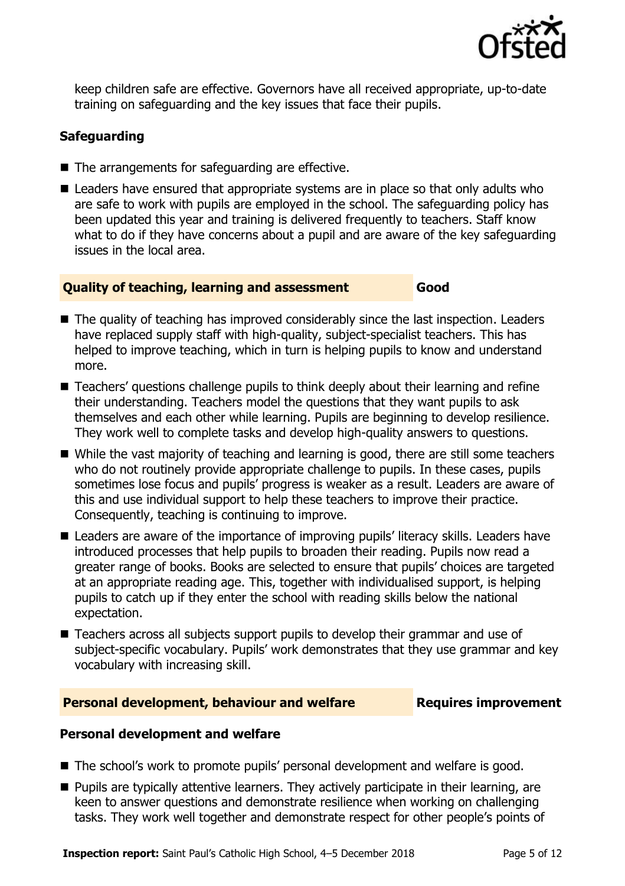keep children safe are effective. Governors have all received appropriate, up-to-date training on safeguarding and the key issues that face their pupils.

### Safeguarding

- The arrangements for safeguarding are effective.
- Leaders have ensured that appropriate systems are in place so that only adults who are safe to work with pupils are employed in the school. The safeguarding policy has been updated this year and training is delivered frequently to teachers. Staff know what to do if they have concerns about a pupil and are aware of the key safeguarding issues in the local area.

## Quality of teaching, learning and assessment — Good

- The quality of teaching has improved considerably since the last inspection. Leaders have replaced supply staff with high-quality, subject-specialist teachers. This has helped to improve teaching, which in turn is helping pupils to know and understand more.
- Teachers' questions challenge pupils to think deeply about their learning and refine their understanding. Teachers model the questions that they want pupils to ask themselves and each other while learning. Pupils are beginning to develop resilience. They work well to complete tasks and develop high-quality answers to questions.
- While the vast majority of teaching and learning is good, there are still some teachers who do not routinely provide appropriate challenge to pupils. In these cases, pupils sometimes lose focus and pupils' progress is weaker as a result. Leaders are aware of this and use individual support to help these teachers to improve their practice. Consequently, teaching is continuing to improve.
- Leaders are aware of the importance of improving pupils' literacy skills. Leaders have introduced processes that help pupils to broaden their reading. Pupils now read a greater range of books. Books are selected to ensure that pupils' choices are targeted at an appropriate reading age. This, together with individualised support, is helping pupils to catch up if they enter the school with reading skills below the national expectation.
- Teachers across all subjects support pupils to develop their grammar and use of subject-specific vocabulary. Pupils' work demonstrates that they use grammar and key vocabulary with increasing skill.

## Personal development, behaviour and welfare — Requires improvement

### Personal development and welfare

- The school's work to promote pupils' personal development and welfare is good.
- Pupils are typically attentive learners. They actively participate in their learning, are keen to answer questions and demonstrate resilience when working on challenging tasks. They work well together and demonstrate respect for other people's points of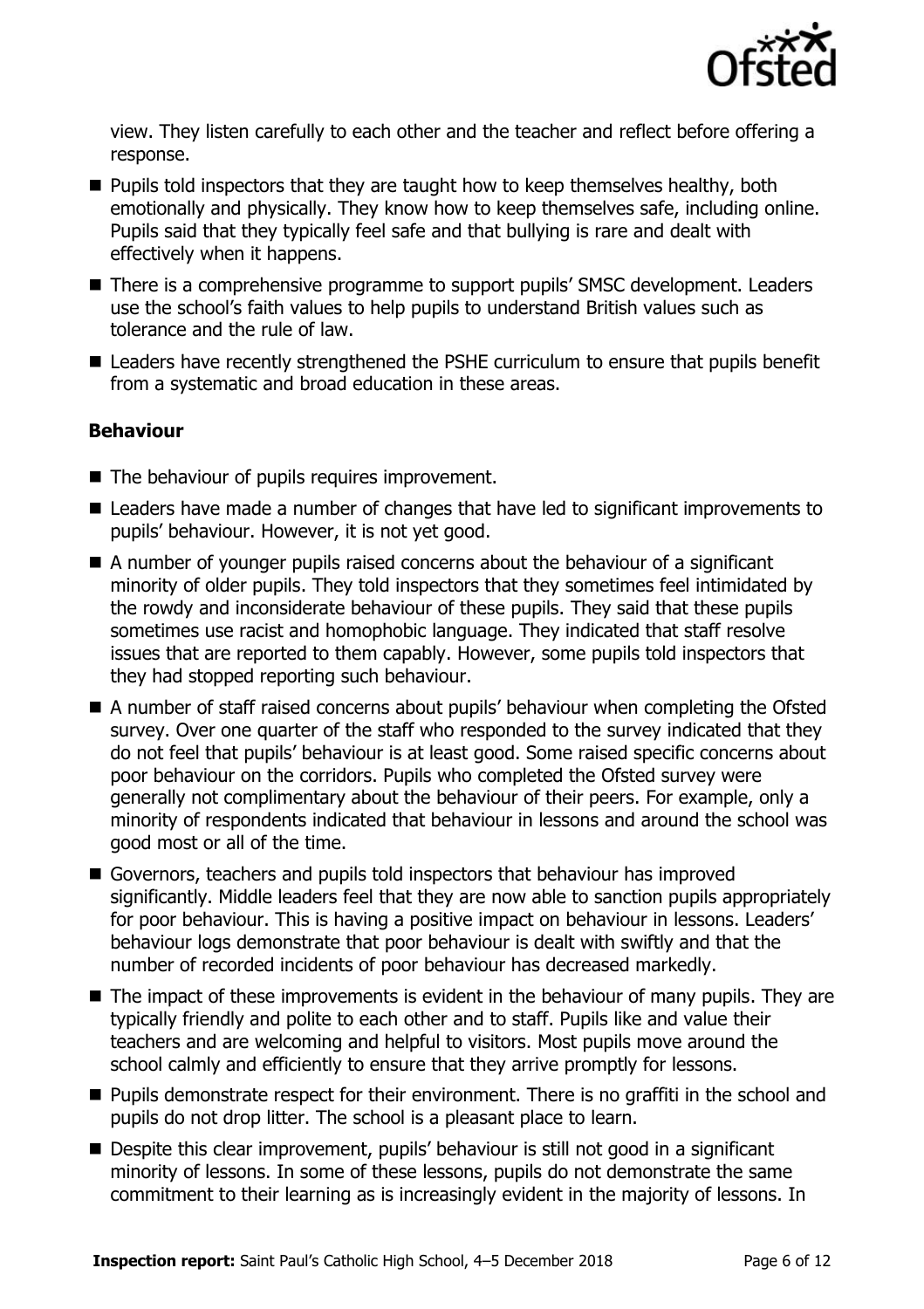view. They listen carefully to each other and the teacher and reflect before offering a response.

- Pupils told inspectors that they are taught how to keep themselves healthy, both emotionally and physically. They know how to keep themselves safe, including online. Pupils said that they typically feel safe and that bullying is rare and dealt with effectively when it happens.
- There is a comprehensive programme to support pupils' SMSC development. Leaders use the school's faith values to help pupils to understand British values such as tolerance and the rule of law.
- Leaders have recently strengthened the PSHE curriculum to ensure that pupils benefit from a systematic and broad education in these areas.

### Behaviour

- The behaviour of pupils requires improvement.
- Leaders have made a number of changes that have led to significant improvements to pupils' behaviour. However, it is not yet good.
- A number of younger pupils raised concerns about the behaviour of a significant minority of older pupils. They told inspectors that they sometimes feel intimidated by the rowdy and inconsiderate behaviour of these pupils. They said that these pupils sometimes use racist and homophobic language. They indicated that staff resolve issues that are reported to them capably. However, some pupils told inspectors that they had stopped reporting such behaviour.
- A number of staff raised concerns about pupils' behaviour when completing the Ofsted survey. Over one quarter of the staff who responded to the survey indicated that they do not feel that pupils' behaviour is at least good. Some raised specific concerns about poor behaviour on the corridors. Pupils who completed the Ofsted survey were generally not complimentary about the behaviour of their peers. For example, only a minority of respondents indicated that behaviour in lessons and around the school was good most or all of the time.
- Governors, teachers and pupils told inspectors that behaviour has improved significantly. Middle leaders feel that they are now able to sanction pupils appropriately for poor behaviour. This is having a positive impact on behaviour in lessons. Leaders' behaviour logs demonstrate that poor behaviour is dealt with swiftly and that the number of recorded incidents of poor behaviour has decreased markedly.
- The impact of these improvements is evident in the behaviour of many pupils. They are typically friendly and polite to each other and to staff. Pupils like and value their teachers and are welcoming and helpful to visitors. Most pupils move around the school calmly and efficiently to ensure that they arrive promptly for lessons.
- Pupils demonstrate respect for their environment. There is no graffiti in the school and pupils do not drop litter. The school is a pleasant place to learn.
- Despite this clear improvement, pupils' behaviour is still not good in a significant minority of lessons. In some of these lessons, pupils do not demonstrate the same commitment to their learning as is increasingly evident in the majority of lessons. In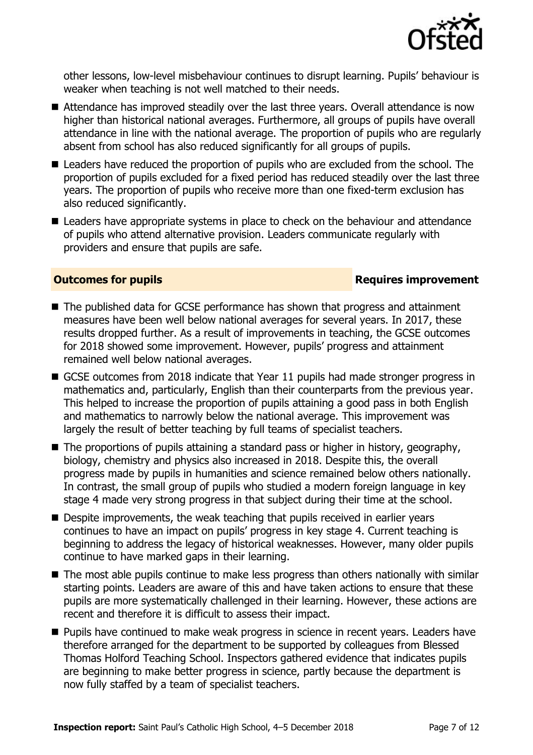other lessons, low-level misbehaviour continues to disrupt learning. Pupils' behaviour is weaker when teaching is not well matched to their needs.

- Attendance has improved steadily over the last three years. Overall attendance is now higher than historical national averages. Furthermore, all groups of pupils have overall attendance in line with the national average. The proportion of pupils who are regularly absent from school has also reduced significantly for all groups of pupils.
- Leaders have reduced the proportion of pupils who are excluded from the school. The proportion of pupils excluded for a fixed period has reduced steadily over the last three years. The proportion of pupils who receive more than one fixed-term exclusion has also reduced significantly.
- Leaders have appropriate systems in place to check on the behaviour and attendance of pupils who attend alternative provision. Leaders communicate regularly with providers and ensure that pupils are safe.

## Outcomes for pupils — Requires improvement

- The published data for GCSE performance has shown that progress and attainment measures have been well below national averages for several years. In 2017, these results dropped further. As a result of improvements in teaching, the GCSE outcomes for 2018 showed some improvement. However, pupils' progress and attainment remained well below national averages.
- GCSE outcomes from 2018 indicate that Year 11 pupils had made stronger progress in mathematics and, particularly, English than their counterparts from the previous year. This helped to increase the proportion of pupils attaining a good pass in both English and mathematics to narrowly below the national average. This improvement was largely the result of better teaching by full teams of specialist teachers.
- The proportions of pupils attaining a standard pass or higher in history, geography, biology, chemistry and physics also increased in 2018. Despite this, the overall progress made by pupils in humanities and science remained below others nationally. In contrast, the small group of pupils who studied a modern foreign language in key stage 4 made very strong progress in that subject during their time at the school.
- Despite improvements, the weak teaching that pupils received in earlier years continues to have an impact on pupils' progress in key stage 4. Current teaching is beginning to address the legacy of historical weaknesses. However, many older pupils continue to have marked gaps in their learning.
- The most able pupils continue to make less progress than others nationally with similar starting points. Leaders are aware of this and have taken actions to ensure that these pupils are more systematically challenged in their learning. However, these actions are recent and therefore it is difficult to assess their impact.
- Pupils have continued to make weak progress in science in recent years. Leaders have therefore arranged for the department to be supported by colleagues from Blessed Thomas Holford Teaching School. Inspectors gathered evidence that indicates pupils are beginning to make better progress in science, partly because the department is now fully staffed by a team of specialist teachers.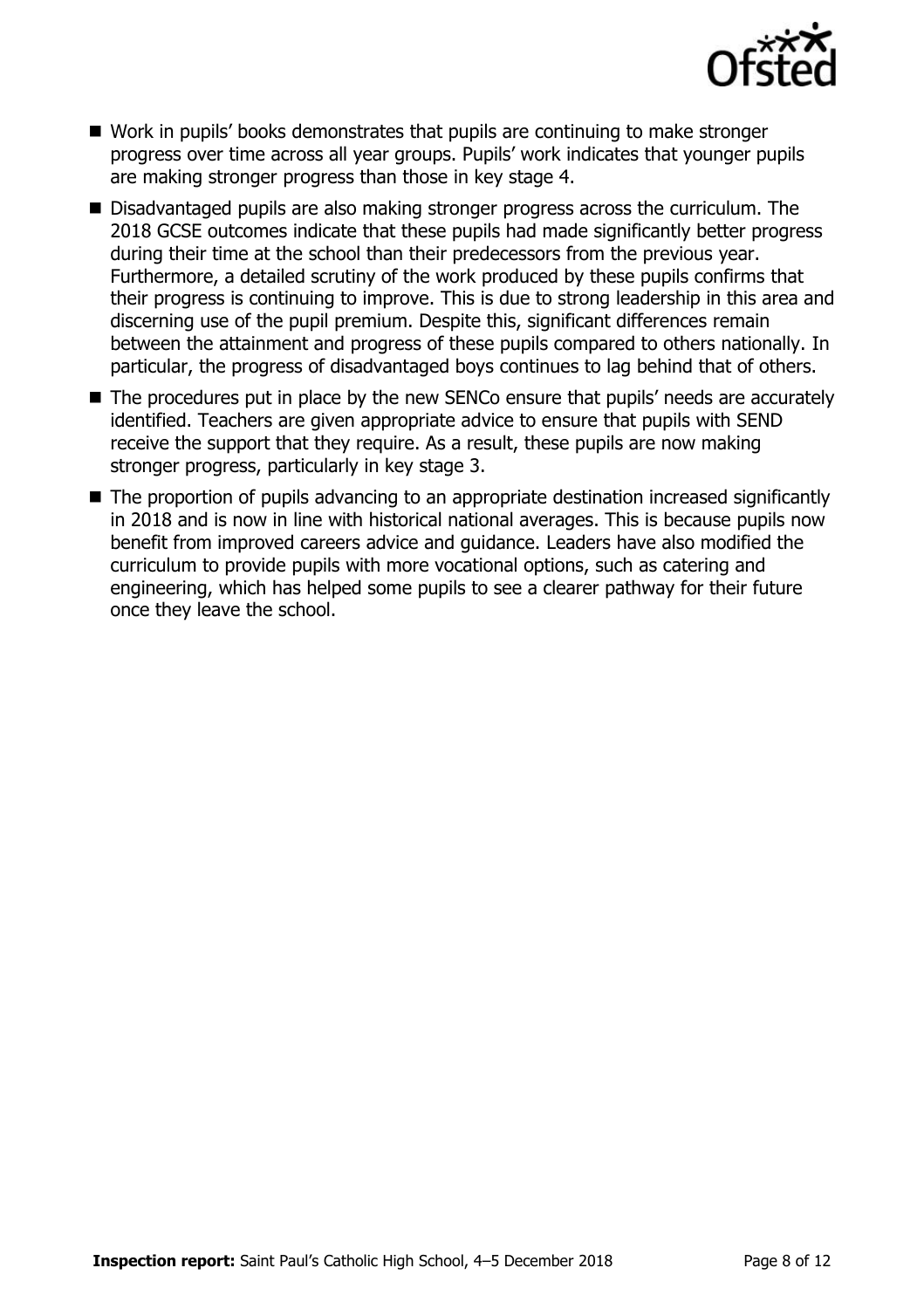- Work in pupils' books demonstrates that pupils are continuing to make stronger progress over time across all year groups. Pupils' work indicates that younger pupils are making stronger progress than those in key stage 4.
- Disadvantaged pupils are also making stronger progress across the curriculum. The 2018 GCSE outcomes indicate that these pupils had made significantly better progress during their time at the school than their predecessors from the previous year. Furthermore, a detailed scrutiny of the work produced by these pupils confirms that their progress is continuing to improve. This is due to strong leadership in this area and discerning use of the pupil premium. Despite this, significant differences remain between the attainment and progress of these pupils compared to others nationally. In particular, the progress of disadvantaged boys continues to lag behind that of others.
- The procedures put in place by the new SENCo ensure that pupils' needs are accurately identified. Teachers are given appropriate advice to ensure that pupils with SEND receive the support that they require. As a result, these pupils are now making stronger progress, particularly in key stage 3.
- The proportion of pupils advancing to an appropriate destination increased significantly in 2018 and is now in line with historical national averages. This is because pupils now benefit from improved careers advice and guidance. Leaders have also modified the curriculum to provide pupils with more vocational options, such as catering and engineering, which has helped some pupils to see a clearer pathway for their future once they leave the school.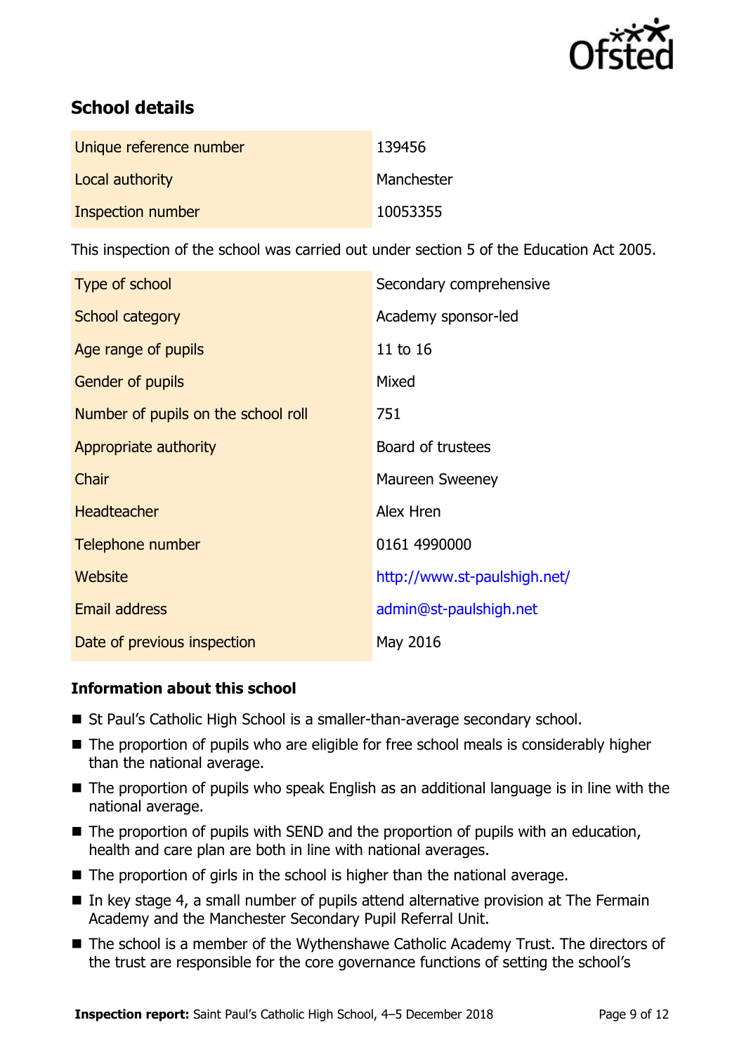## School details

| | |
|---|---|
| Unique reference number | 139456 |
| Local authority | Manchester |
| Inspection number | 10053355 |

This inspection of the school was carried out under section 5 of the Education Act 2005.

| | |
|---|---|
| Type of school | Secondary comprehensive |
| School category | Academy sponsor-led |
| Age range of pupils | 11 to 16 |
| Gender of pupils | Mixed |
| Number of pupils on the school roll | 751 |
| Appropriate authority | Board of trustees |
| Chair | Maureen Sweeney |
| Headteacher | Alex Hren |
| Telephone number | 0161 4990000 |
| Website | http://www.st-paulshigh.net/ |
| Email address | admin@st-paulshigh.net |
| Date of previous inspection | May 2016 |

### Information about this school

- St Paul's Catholic High School is a smaller-than-average secondary school.
- The proportion of pupils who are eligible for free school meals is considerably higher than the national average.
- The proportion of pupils who speak English as an additional language is in line with the national average.
- The proportion of pupils with SEND and the proportion of pupils with an education, health and care plan are both in line with national averages.
- The proportion of girls in the school is higher than the national average.
- In key stage 4, a small number of pupils attend alternative provision at The Fermain Academy and the Manchester Secondary Pupil Referral Unit.
- The school is a member of the Wythenshawe Catholic Academy Trust. The directors of the trust are responsible for the core governance functions of setting the school's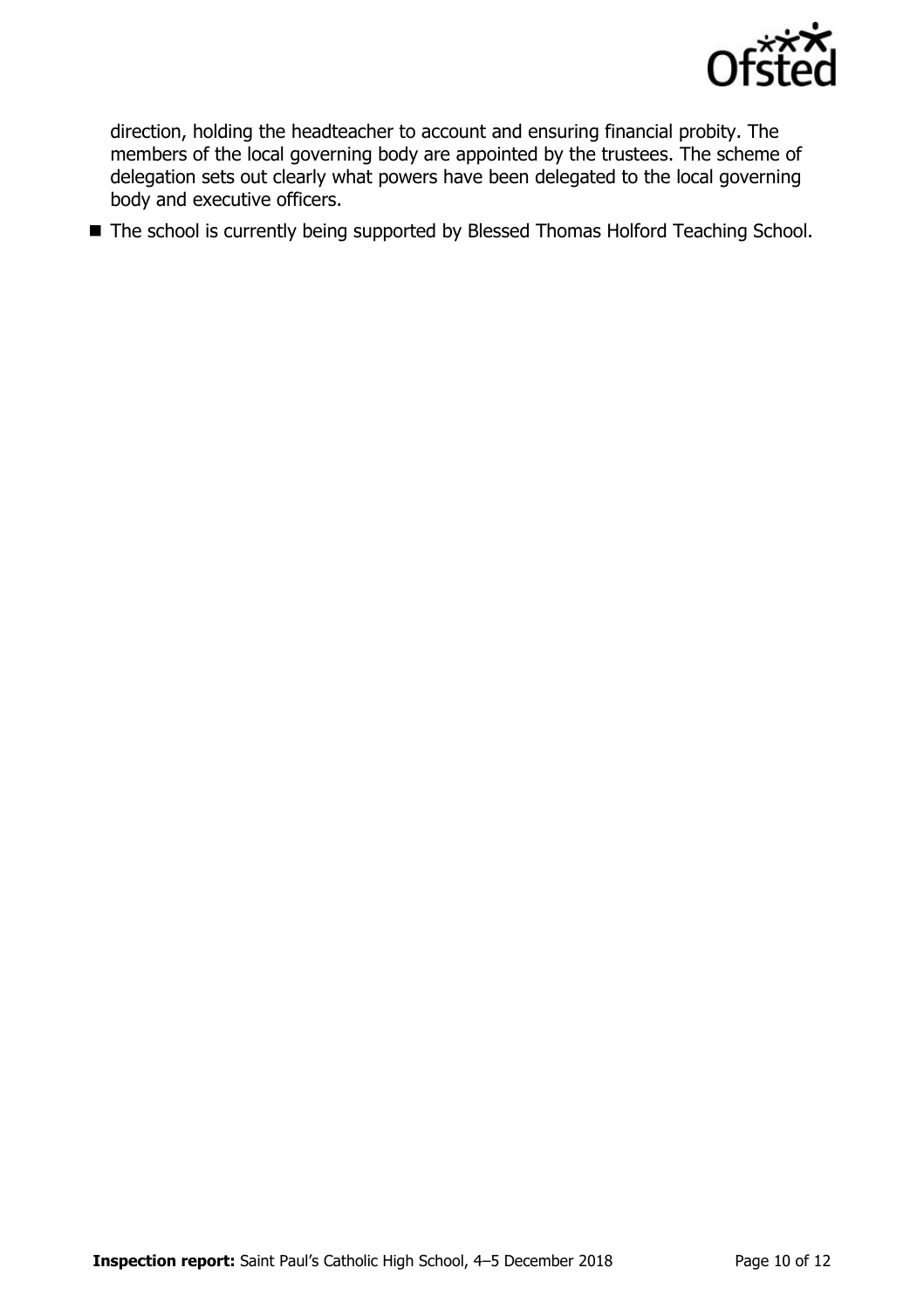direction, holding the headteacher to account and ensuring financial probity. The members of the local governing body are appointed by the trustees. The scheme of delegation sets out clearly what powers have been delegated to the local governing body and executive officers.

- The school is currently being supported by Blessed Thomas Holford Teaching School.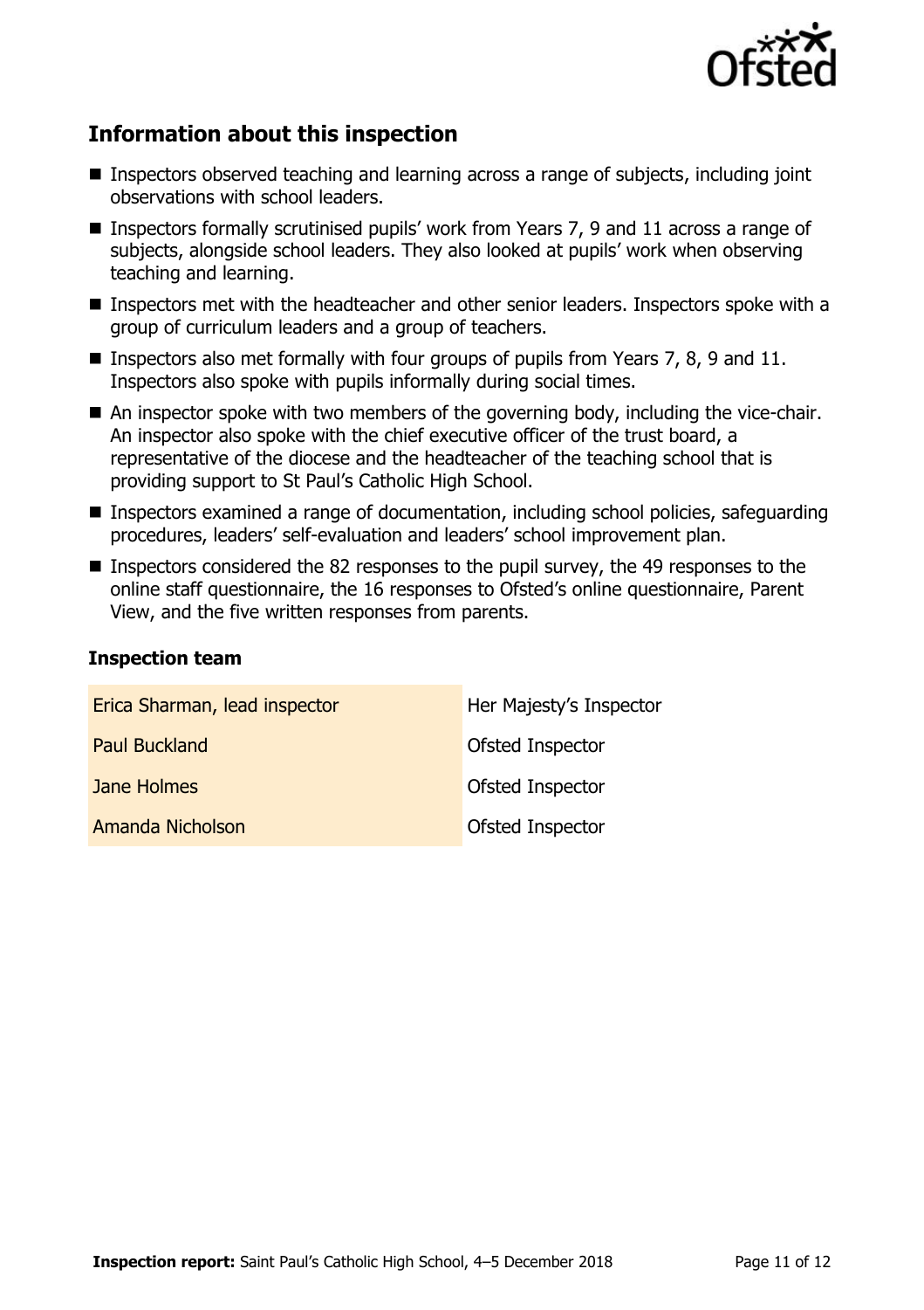## Information about this inspection

- Inspectors observed teaching and learning across a range of subjects, including joint observations with school leaders.
- Inspectors formally scrutinised pupils' work from Years 7, 9 and 11 across a range of subjects, alongside school leaders. They also looked at pupils' work when observing teaching and learning.
- Inspectors met with the headteacher and other senior leaders. Inspectors spoke with a group of curriculum leaders and a group of teachers.
- Inspectors also met formally with four groups of pupils from Years 7, 8, 9 and 11. Inspectors also spoke with pupils informally during social times.
- An inspector spoke with two members of the governing body, including the vice-chair. An inspector also spoke with the chief executive officer of the trust board, a representative of the diocese and the headteacher of the teaching school that is providing support to St Paul's Catholic High School.
- Inspectors examined a range of documentation, including school policies, safeguarding procedures, leaders' self-evaluation and leaders' school improvement plan.
- Inspectors considered the 82 responses to the pupil survey, the 49 responses to the online staff questionnaire, the 16 responses to Ofsted's online questionnaire, Parent View, and the five written responses from parents.

### Inspection team

| | |
|---|---|
| Erica Sharman, lead inspector | Her Majesty's Inspector |
| Paul Buckland | Ofsted Inspector |
| Jane Holmes | Ofsted Inspector |
| Amanda Nicholson | Ofsted Inspector |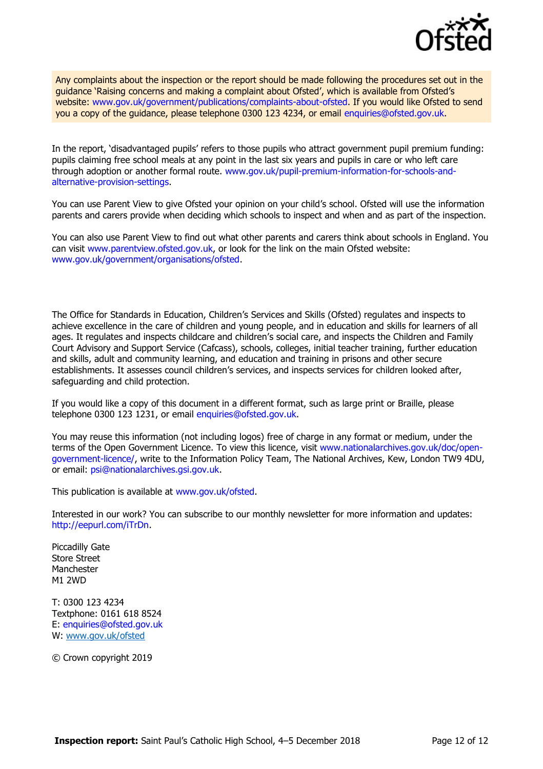Any complaints about the inspection or the report should be made following the procedures set out in the guidance 'Raising concerns and making a complaint about Ofsted', which is available from Ofsted's website: www.gov.uk/government/publications/complaints-about-ofsted. If you would like Ofsted to send you a copy of the guidance, please telephone 0300 123 4234, or email enquiries@ofsted.gov.uk.

In the report, 'disadvantaged pupils' refers to those pupils who attract government pupil premium funding: pupils claiming free school meals at any point in the last six years and pupils in care or who left care through adoption or another formal route. www.gov.uk/pupil-premium-information-for-schools-and-alternative-provision-settings.

You can use Parent View to give Ofsted your opinion on your child's school. Ofsted will use the information parents and carers provide when deciding which schools to inspect and when and as part of the inspection.

You can also use Parent View to find out what other parents and carers think about schools in England. You can visit www.parentview.ofsted.gov.uk, or look for the link on the main Ofsted website: www.gov.uk/government/organisations/ofsted.

The Office for Standards in Education, Children's Services and Skills (Ofsted) regulates and inspects to achieve excellence in the care of children and young people, and in education and skills for learners of all ages. It regulates and inspects childcare and children's social care, and inspects the Children and Family Court Advisory and Support Service (Cafcass), schools, colleges, initial teacher training, further education and skills, adult and community learning, and education and training in prisons and other secure establishments. It assesses council children's services, and inspects services for children looked after, safeguarding and child protection.

If you would like a copy of this document in a different format, such as large print or Braille, please telephone 0300 123 1231, or email enquiries@ofsted.gov.uk.

You may reuse this information (not including logos) free of charge in any format or medium, under the terms of the Open Government Licence. To view this licence, visit www.nationalarchives.gov.uk/doc/open-government-licence/, write to the Information Policy Team, The National Archives, Kew, London TW9 4DU, or email: psi@nationalarchives.gsi.gov.uk.

This publication is available at www.gov.uk/ofsted.

Interested in our work? You can subscribe to our monthly newsletter for more information and updates: http://eepurl.com/iTrDn.

Piccadilly Gate
Store Street
Manchester
M1 2WD

T: 0300 123 4234
Textphone: 0161 618 8524
E: enquiries@ofsted.gov.uk
W: www.gov.uk/ofsted

© Crown copyright 2019